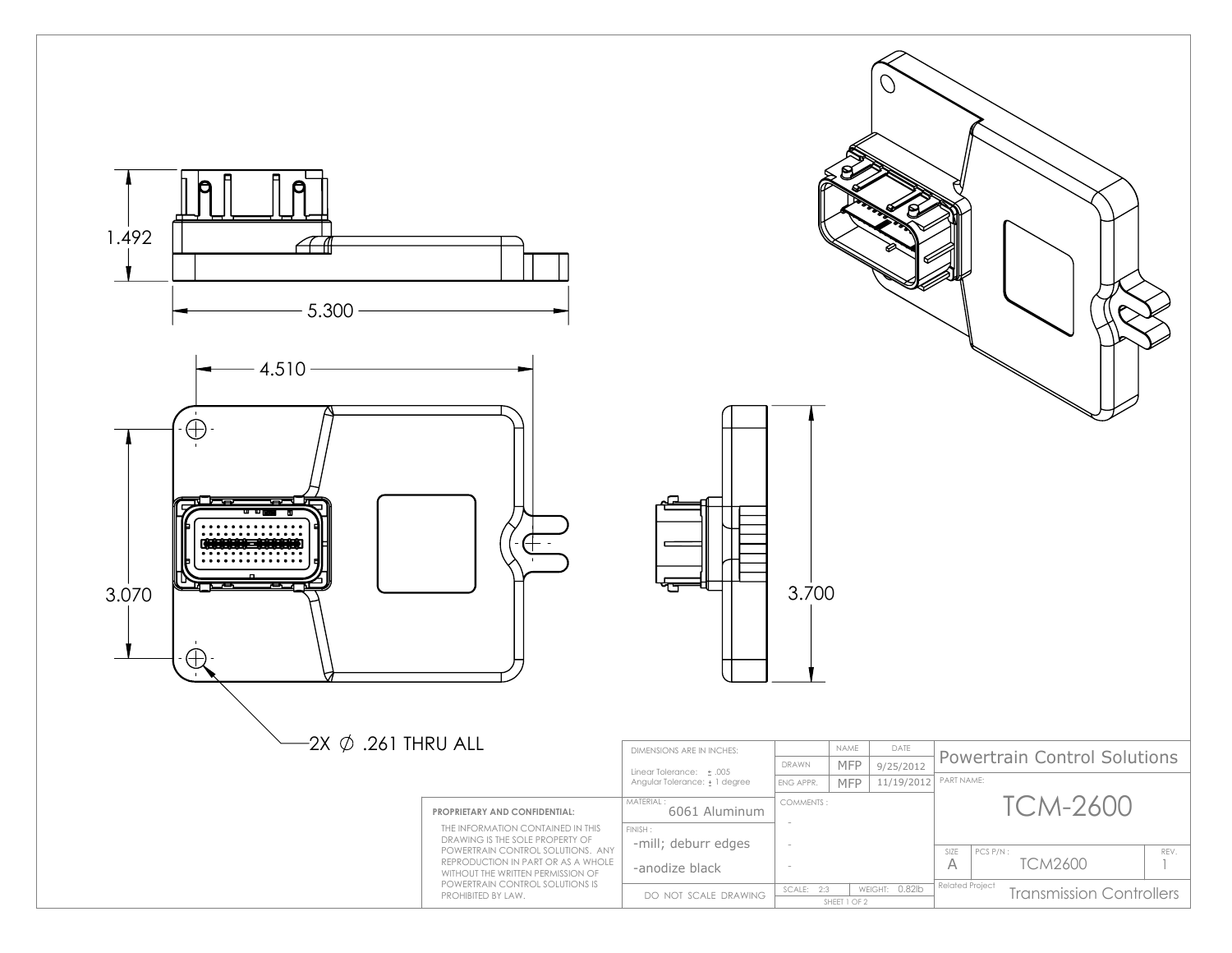1.492

5.300

4.510

3.070

3.700

2X ∅ .261 THRU ALL

| | | | | | |
|---|---|---|---|---|---|
| DIMENSIONS ARE IN INCHES:<br>Linear Tolerance: ± .005<br>Angular Tolerance: ± 1 degree | | NAME | DATE | Powertrain Control Solutions | |
| | DRAWN | MFP | 9/25/2012 | | |
| | ENG APPR. | MFP | 11/19/2012 | PART NAME: | |
| MATERIAL: 6061 Aluminum | COMMENTS:<br>-<br>-<br>- | | | TCM-2600 | |
| FINISH:<br>-mill; deburr edges<br>-anodize black | | | | SIZE: A | PCS P/N: TCM2600 — REV. 1 |
| DO NOT SCALE DRAWING | SCALE: 2:3 | WEIGHT: 0.82lb | SHEET 1 OF 2 | Related Project: Transmission Controllers | |

**PROPRIETARY AND CONFIDENTIAL:**

THE INFORMATION CONTAINED IN THIS DRAWING IS THE SOLE PROPERTY OF POWERTRAIN CONTROL SOLUTIONS. ANY REPRODUCTION IN PART OR AS A WHOLE WITHOUT THE WRITTEN PERMISSION OF POWERTRAIN CONTROL SOLUTIONS IS PROHIBITED BY LAW.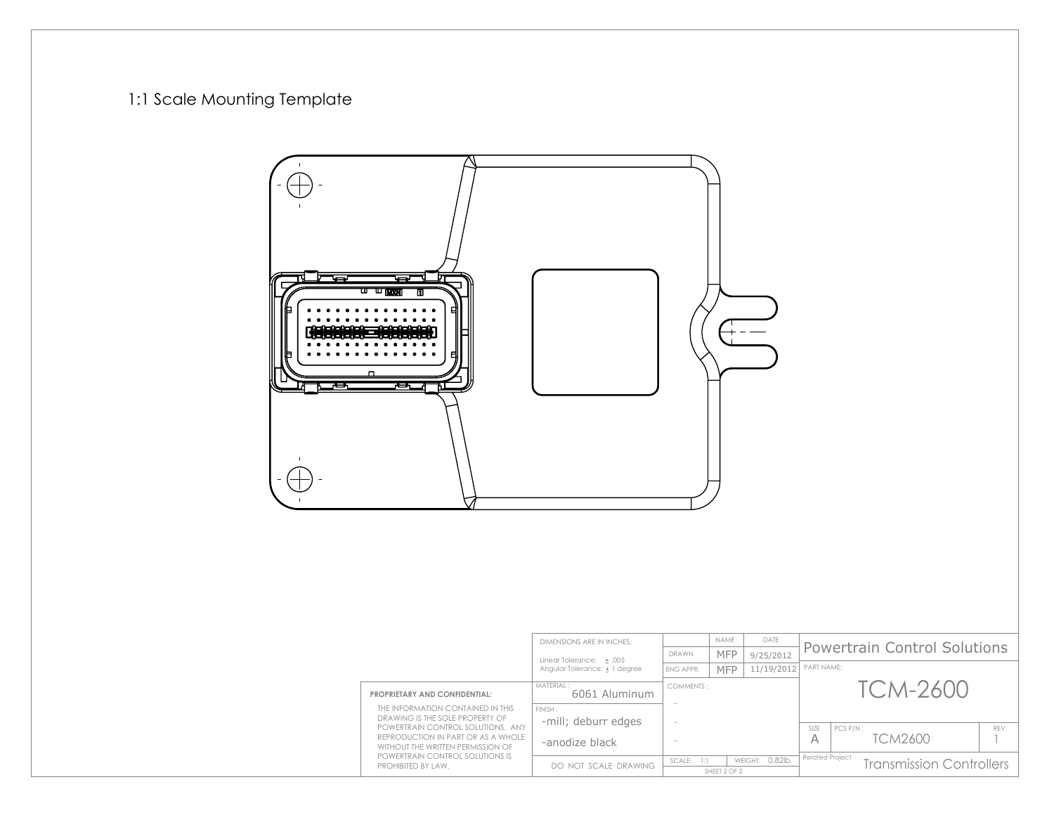1:1 Scale Mounting Template

| | | | | |
|---|---|---|---|---|
| **PROPRIETARY AND CONFIDENTIAL:** THE INFORMATION CONTAINED IN THIS DRAWING IS THE SOLE PROPERTY OF POWERTRAIN CONTROL SOLUTIONS. ANY REPRODUCTION IN PART OR AS A WHOLE WITHOUT THE WRITTEN PERMISSION OF POWERTRAIN CONTROL SOLUTIONS IS PROHIBITED BY LAW. | DIMENSIONS ARE IN INCHES: Linear Tolerance: ± .005 Angular Tolerance: ± 1 degree | DRAWN: MFP 9/25/2012 | ENG APPR.: MFP 11/19/2012 | Powertrain Control Solutions |
| | MATERIAL: 6061 Aluminum | COMMENTS: - | | PART NAME: TCM-2600 |
| | FINISH: -mill; deburr edges -anodize black | - - | | SIZE: A PCS P/N: TCM2600 REV. 1 |
| | DO NOT SCALE DRAWING | SCALE: 1:1 WEIGHT: 0.82lb SHEET 2 OF 2 | | Related Project: Transmission Controllers |